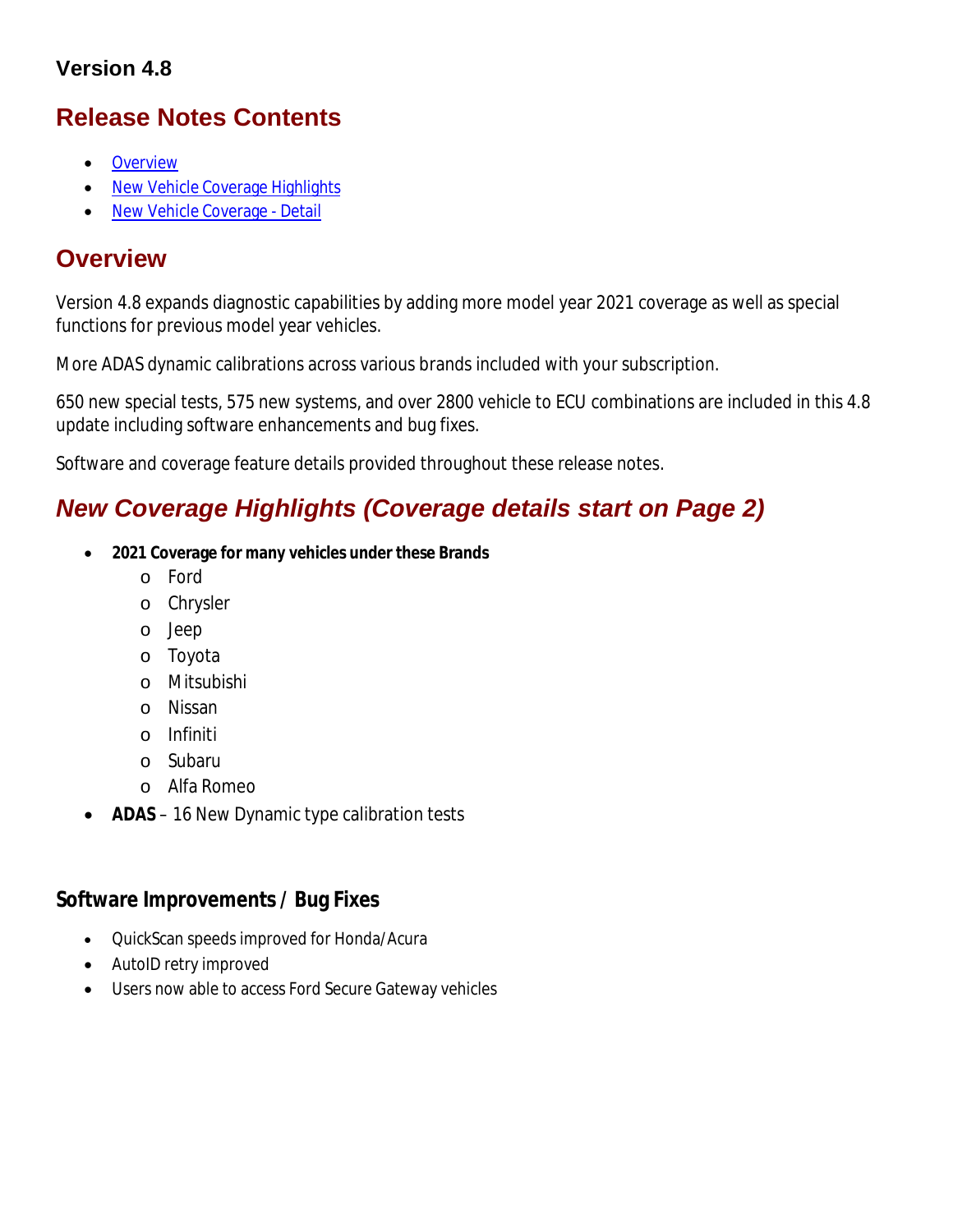### Version 4.8

## Release Notes Contents

- Overview
- New Vehicle Coverage Highlights
- New Vehicle Coverage - Detail

## Overview

Version 4.8 expands diagnostic capabilities by adding more model year 2021 coverage as well as special functions for previous model year vehicles.

More ADAS dynamic calibrations across various brands included with your subscription.

650 new special tests, 575 new systems, and over 2800 vehicle to ECU combinations are included in this 4.8 update including software enhancements and bug fixes.

Software and coverage feature details provided throughout these release notes.

## *New Coverage Highlights (Coverage details start on Page 2)*

- **2021 Coverage for many vehicles under these Brands**
  - Ford
  - Chrysler
  - Jeep
  - Toyota
  - Mitsubishi
  - Nissan
  - Infiniti
  - Subaru
  - Alfa Romeo
- **ADAS** – 16 New Dynamic type calibration tests

### Software Improvements / Bug Fixes

- QuickScan speeds improved for Honda/Acura
- AutoID retry improved
- Users now able to access Ford Secure Gateway vehicles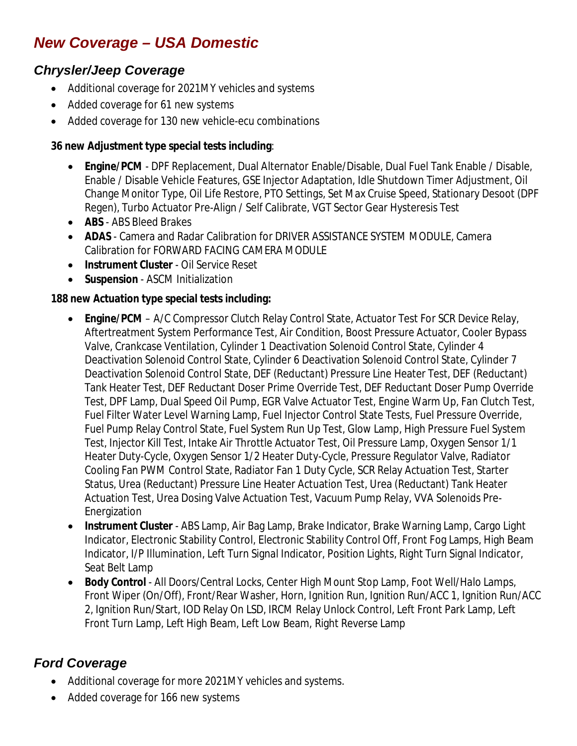# New Coverage – USA Domestic

## Chrysler/Jeep Coverage

- Additional coverage for 2021MY vehicles and systems
- Added coverage for 61 new systems
- Added coverage for 130 new vehicle-ecu combinations

**36 new Adjustment type special tests including**:

- **Engine/PCM** - DPF Replacement, Dual Alternator Enable/Disable, Dual Fuel Tank Enable / Disable, Enable / Disable Vehicle Features, GSE Injector Adaptation, Idle Shutdown Timer Adjustment, Oil Change Monitor Type, Oil Life Restore, PTO Settings, Set Max Cruise Speed, Stationary Desoot (DPF Regen), Turbo Actuator Pre-Align / Self Calibrate, VGT Sector Gear Hysteresis Test
- **ABS** - ABS Bleed Brakes
- **ADAS** - Camera and Radar Calibration for DRIVER ASSISTANCE SYSTEM MODULE, Camera Calibration for FORWARD FACING CAMERA MODULE
- **Instrument Cluster** - Oil Service Reset
- **Suspension** - ASCM Initialization

**188 new Actuation type special tests including:**

- **Engine/PCM** – A/C Compressor Clutch Relay Control State, Actuator Test For SCR Device Relay, Aftertreatment System Performance Test, Air Condition, Boost Pressure Actuator, Cooler Bypass Valve, Crankcase Ventilation, Cylinder 1 Deactivation Solenoid Control State, Cylinder 4 Deactivation Solenoid Control State, Cylinder 6 Deactivation Solenoid Control State, Cylinder 7 Deactivation Solenoid Control State, DEF (Reductant) Pressure Line Heater Test, DEF (Reductant) Tank Heater Test, DEF Reductant Doser Prime Override Test, DEF Reductant Doser Pump Override Test, DPF Lamp, Dual Speed Oil Pump, EGR Valve Actuator Test, Engine Warm Up, Fan Clutch Test, Fuel Filter Water Level Warning Lamp, Fuel Injector Control State Tests, Fuel Pressure Override, Fuel Pump Relay Control State, Fuel System Run Up Test, Glow Lamp, High Pressure Fuel System Test, Injector Kill Test, Intake Air Throttle Actuator Test, Oil Pressure Lamp, Oxygen Sensor 1/1 Heater Duty-Cycle, Oxygen Sensor 1/2 Heater Duty-Cycle, Pressure Regulator Valve, Radiator Cooling Fan PWM Control State, Radiator Fan 1 Duty Cycle, SCR Relay Actuation Test, Starter Status, Urea (Reductant) Pressure Line Heater Actuation Test, Urea (Reductant) Tank Heater Actuation Test, Urea Dosing Valve Actuation Test, Vacuum Pump Relay, VVA Solenoids Pre-Energization
- **Instrument Cluster** - ABS Lamp, Air Bag Lamp, Brake Indicator, Brake Warning Lamp, Cargo Light Indicator, Electronic Stability Control, Electronic Stability Control Off, Front Fog Lamps, High Beam Indicator, I/P Illumination, Left Turn Signal Indicator, Position Lights, Right Turn Signal Indicator, Seat Belt Lamp
- **Body Control** - All Doors/Central Locks, Center High Mount Stop Lamp, Foot Well/Halo Lamps, Front Wiper (On/Off), Front/Rear Washer, Horn, Ignition Run, Ignition Run/ACC 1, Ignition Run/ACC 2, Ignition Run/Start, IOD Relay On LSD, IRCM Relay Unlock Control, Left Front Park Lamp, Left Front Turn Lamp, Left High Beam, Left Low Beam, Right Reverse Lamp

## Ford Coverage

- Additional coverage for more 2021MY vehicles and systems.
- Added coverage for 166 new systems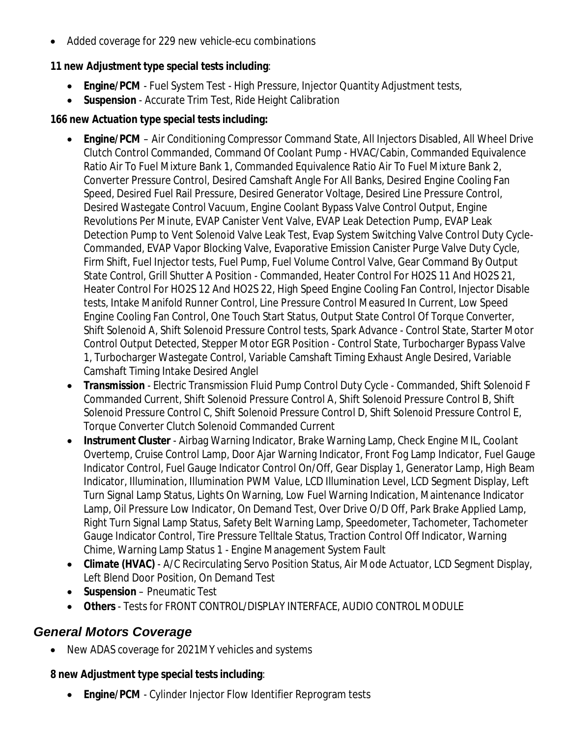- Added coverage for 229 new vehicle-ecu combinations

**11 new Adjustment type special tests including**:

- **Engine/PCM** - Fuel System Test - High Pressure, Injector Quantity Adjustment tests,
- **Suspension** - Accurate Trim Test, Ride Height Calibration

**166 new Actuation type special tests including:**

- **Engine/PCM** – Air Conditioning Compressor Command State, All Injectors Disabled, All Wheel Drive Clutch Control Commanded, Command Of Coolant Pump - HVAC/Cabin, Commanded Equivalence Ratio Air To Fuel Mixture Bank 1, Commanded Equivalence Ratio Air To Fuel Mixture Bank 2, Converter Pressure Control, Desired Camshaft Angle For All Banks, Desired Engine Cooling Fan Speed, Desired Fuel Rail Pressure, Desired Generator Voltage, Desired Line Pressure Control, Desired Wastegate Control Vacuum, Engine Coolant Bypass Valve Control Output, Engine Revolutions Per Minute, EVAP Canister Vent Valve, EVAP Leak Detection Pump, EVAP Leak Detection Pump to Vent Solenoid Valve Leak Test, Evap System Switching Valve Control Duty Cycle-Commanded, EVAP Vapor Blocking Valve, Evaporative Emission Canister Purge Valve Duty Cycle, Firm Shift, Fuel Injector tests, Fuel Pump, Fuel Volume Control Valve, Gear Command By Output State Control, Grill Shutter A Position - Commanded, Heater Control For HO2S 11 And HO2S 21, Heater Control For HO2S 12 And HO2S 22, High Speed Engine Cooling Fan Control, Injector Disable tests, Intake Manifold Runner Control, Line Pressure Control Measured In Current, Low Speed Engine Cooling Fan Control, One Touch Start Status, Output State Control Of Torque Converter, Shift Solenoid A, Shift Solenoid Pressure Control tests, Spark Advance - Control State, Starter Motor Control Output Detected, Stepper Motor EGR Position - Control State, Turbocharger Bypass Valve 1, Turbocharger Wastegate Control, Variable Camshaft Timing Exhaust Angle Desired, Variable Camshaft Timing Intake Desired Anglel
- **Transmission** - Electric Transmission Fluid Pump Control Duty Cycle - Commanded, Shift Solenoid F Commanded Current, Shift Solenoid Pressure Control A, Shift Solenoid Pressure Control B, Shift Solenoid Pressure Control C, Shift Solenoid Pressure Control D, Shift Solenoid Pressure Control E, Torque Converter Clutch Solenoid Commanded Current
- **Instrument Cluster** - Airbag Warning Indicator, Brake Warning Lamp, Check Engine MIL, Coolant Overtemp, Cruise Control Lamp, Door Ajar Warning Indicator, Front Fog Lamp Indicator, Fuel Gauge Indicator Control, Fuel Gauge Indicator Control On/Off, Gear Display 1, Generator Lamp, High Beam Indicator, Illumination, Illumination PWM Value, LCD Illumination Level, LCD Segment Display, Left Turn Signal Lamp Status, Lights On Warning, Low Fuel Warning Indication, Maintenance Indicator Lamp, Oil Pressure Low Indicator, On Demand Test, Over Drive O/D Off, Park Brake Applied Lamp, Right Turn Signal Lamp Status, Safety Belt Warning Lamp, Speedometer, Tachometer, Tachometer Gauge Indicator Control, Tire Pressure Telltale Status, Traction Control Off Indicator, Warning Chime, Warning Lamp Status 1 - Engine Management System Fault
- **Climate (HVAC)** - A/C Recirculating Servo Position Status, Air Mode Actuator, LCD Segment Display, Left Blend Door Position, On Demand Test
- **Suspension** – Pneumatic Test
- **Others** - Tests for FRONT CONTROL/DISPLAY INTERFACE, AUDIO CONTROL MODULE

## General Motors Coverage

- New ADAS coverage for 2021MY vehicles and systems

**8 new Adjustment type special tests including**:

- **Engine/PCM** - Cylinder Injector Flow Identifier Reprogram tests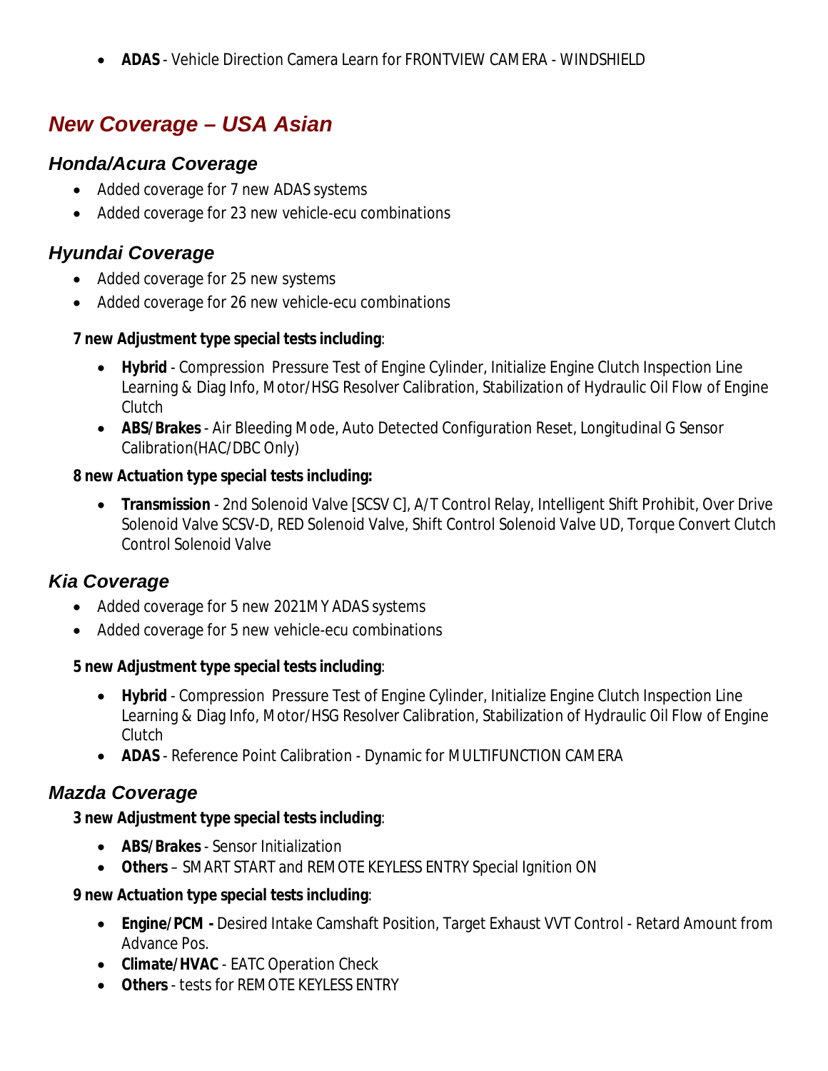- **ADAS** - Vehicle Direction Camera Learn for FRONTVIEW CAMERA - WINDSHIELD

## New Coverage – USA Asian

### Honda/Acura Coverage

- Added coverage for 7 new ADAS systems
- Added coverage for 23 new vehicle-ecu combinations

### Hyundai Coverage

- Added coverage for 25 new systems
- Added coverage for 26 new vehicle-ecu combinations

**7 new Adjustment type special tests including**:

- **Hybrid** - Compression Pressure Test of Engine Cylinder, Initialize Engine Clutch Inspection Line Learning & Diag Info, Motor/HSG Resolver Calibration, Stabilization of Hydraulic Oil Flow of Engine Clutch
- **ABS/Brakes** - Air Bleeding Mode, Auto Detected Configuration Reset, Longitudinal G Sensor Calibration(HAC/DBC Only)

**8 new Actuation type special tests including:**

- **Transmission** - 2nd Solenoid Valve [SCSV C], A/T Control Relay, Intelligent Shift Prohibit, Over Drive Solenoid Valve SCSV-D, RED Solenoid Valve, Shift Control Solenoid Valve UD, Torque Convert Clutch Control Solenoid Valve

### Kia Coverage

- Added coverage for 5 new 2021MY ADAS systems
- Added coverage for 5 new vehicle-ecu combinations

**5 new Adjustment type special tests including**:

- **Hybrid** - Compression Pressure Test of Engine Cylinder, Initialize Engine Clutch Inspection Line Learning & Diag Info, Motor/HSG Resolver Calibration, Stabilization of Hydraulic Oil Flow of Engine Clutch
- **ADAS** - Reference Point Calibration - Dynamic for MULTIFUNCTION CAMERA

### Mazda Coverage

**3 new Adjustment type special tests including**:

- **ABS/Brakes** - Sensor Initialization
- **Others** – SMART START and REMOTE KEYLESS ENTRY Special Ignition ON

**9 new Actuation type special tests including**:

- **Engine/PCM -** Desired Intake Camshaft Position, Target Exhaust VVT Control - Retard Amount from Advance Pos.
- **Climate/HVAC** - EATC Operation Check
- **Others** - tests for REMOTE KEYLESS ENTRY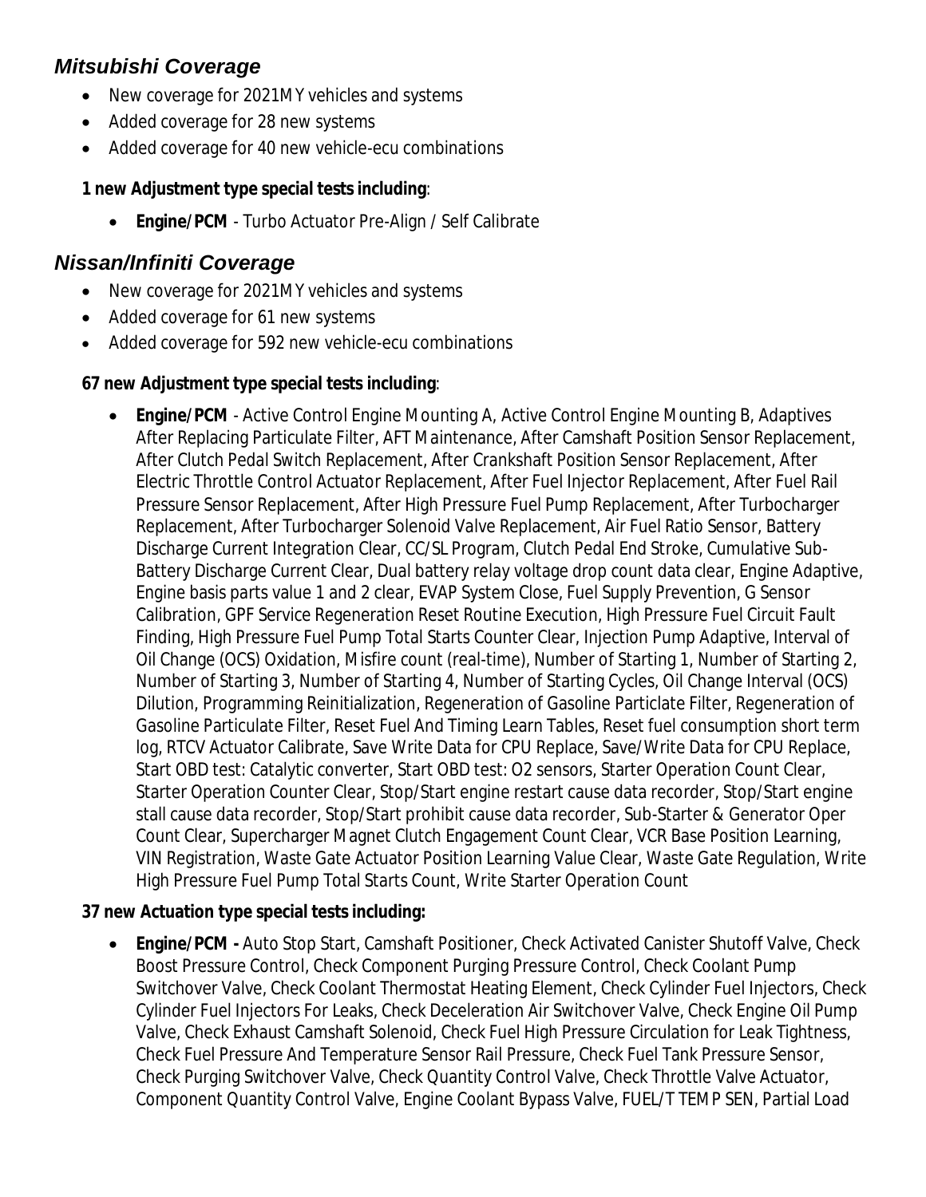## *Mitsubishi Coverage*

- New coverage for 2021MY vehicles and systems
- Added coverage for 28 new systems
- Added coverage for 40 new vehicle-ecu combinations

**1 new Adjustment type special tests including**:

- **Engine/PCM** - Turbo Actuator Pre-Align / Self Calibrate

## *Nissan/Infiniti Coverage*

- New coverage for 2021MY vehicles and systems
- Added coverage for 61 new systems
- Added coverage for 592 new vehicle-ecu combinations

**67 new Adjustment type special tests including**:

- **Engine/PCM** - Active Control Engine Mounting A, Active Control Engine Mounting B, Adaptives After Replacing Particulate Filter, AFT Maintenance, After Camshaft Position Sensor Replacement, After Clutch Pedal Switch Replacement, After Crankshaft Position Sensor Replacement, After Electric Throttle Control Actuator Replacement, After Fuel Injector Replacement, After Fuel Rail Pressure Sensor Replacement, After High Pressure Fuel Pump Replacement, After Turbocharger Replacement, After Turbocharger Solenoid Valve Replacement, Air Fuel Ratio Sensor, Battery Discharge Current Integration Clear, CC/SL Program, Clutch Pedal End Stroke, Cumulative Sub-Battery Discharge Current Clear, Dual battery relay voltage drop count data clear, Engine Adaptive, Engine basis parts value 1 and 2 clear, EVAP System Close, Fuel Supply Prevention, G Sensor Calibration, GPF Service Regeneration Reset Routine Execution, High Pressure Fuel Circuit Fault Finding, High Pressure Fuel Pump Total Starts Counter Clear, Injection Pump Adaptive, Interval of Oil Change (OCS) Oxidation, Misfire count (real-time), Number of Starting 1, Number of Starting 2, Number of Starting 3, Number of Starting 4, Number of Starting Cycles, Oil Change Interval (OCS) Dilution, Programming Reinitialization, Regeneration of Gasoline Particlate Filter, Regeneration of Gasoline Particulate Filter, Reset Fuel And Timing Learn Tables, Reset fuel consumption short term log, RTCV Actuator Calibrate, Save Write Data for CPU Replace, Save/Write Data for CPU Replace, Start OBD test: Catalytic converter, Start OBD test: O2 sensors, Starter Operation Count Clear, Starter Operation Counter Clear, Stop/Start engine restart cause data recorder, Stop/Start engine stall cause data recorder, Stop/Start prohibit cause data recorder, Sub-Starter & Generator Oper Count Clear, Supercharger Magnet Clutch Engagement Count Clear, VCR Base Position Learning, VIN Registration, Waste Gate Actuator Position Learning Value Clear, Waste Gate Regulation, Write High Pressure Fuel Pump Total Starts Count, Write Starter Operation Count

**37 new Actuation type special tests including:**

- **Engine/PCM -** Auto Stop Start, Camshaft Positioner, Check Activated Canister Shutoff Valve, Check Boost Pressure Control, Check Component Purging Pressure Control, Check Coolant Pump Switchover Valve, Check Coolant Thermostat Heating Element, Check Cylinder Fuel Injectors, Check Cylinder Fuel Injectors For Leaks, Check Deceleration Air Switchover Valve, Check Engine Oil Pump Valve, Check Exhaust Camshaft Solenoid, Check Fuel High Pressure Circulation for Leak Tightness, Check Fuel Pressure And Temperature Sensor Rail Pressure, Check Fuel Tank Pressure Sensor, Check Purging Switchover Valve, Check Quantity Control Valve, Check Throttle Valve Actuator, Component Quantity Control Valve, Engine Coolant Bypass Valve, FUEL/T TEMP SEN, Partial Load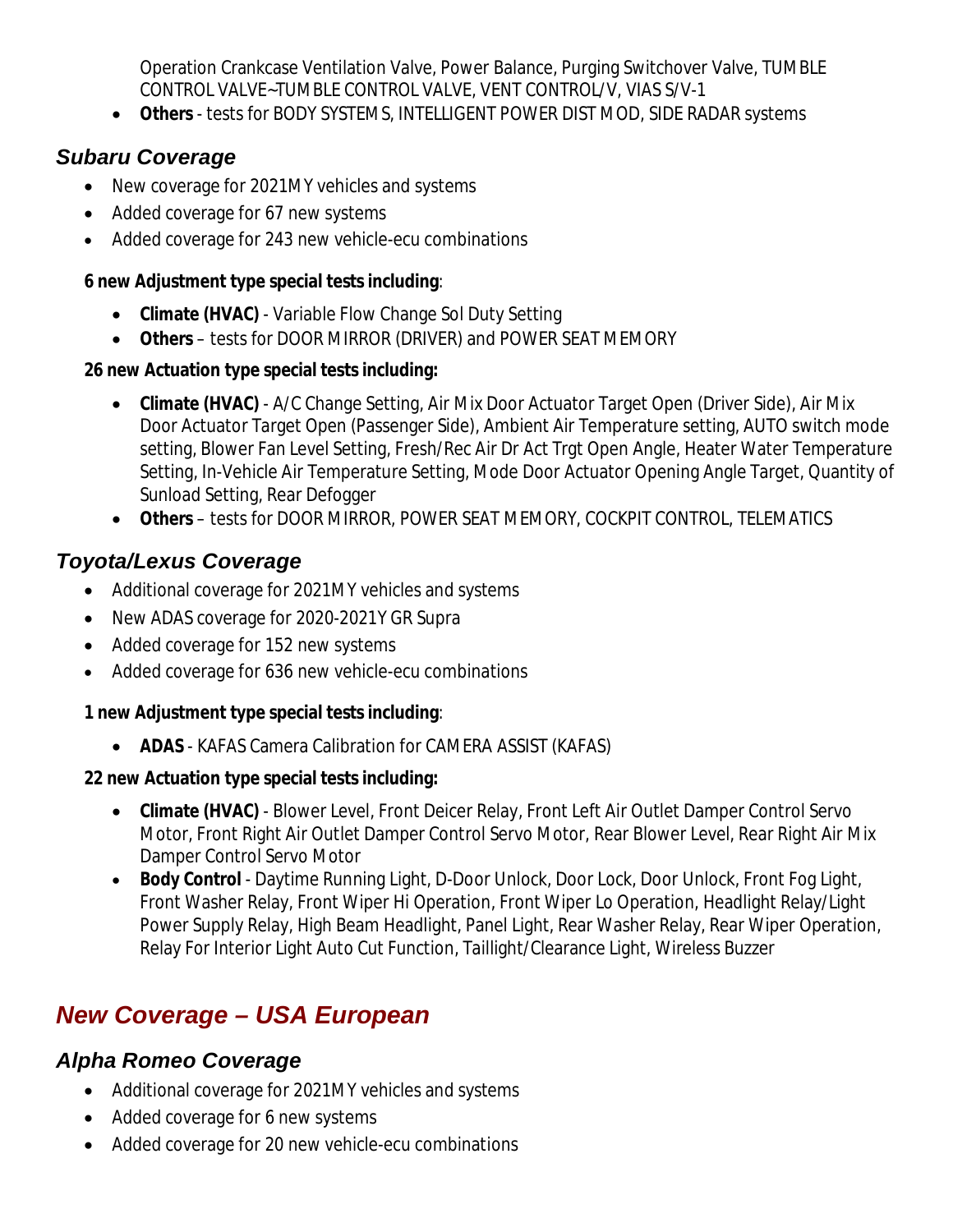Operation Crankcase Ventilation Valve, Power Balance, Purging Switchover Valve, TUMBLE CONTROL VALVE~TUMBLE CONTROL VALVE, VENT CONTROL/V, VIAS S/V-1

- **Others** - tests for BODY SYSTEMS, INTELLIGENT POWER DIST MOD, SIDE RADAR systems

### *Subaru Coverage*

- New coverage for 2021MY vehicles and systems
- Added coverage for 67 new systems
- Added coverage for 243 new vehicle-ecu combinations

**6 new Adjustment type special tests including**:

- **Climate (HVAC)** - Variable Flow Change Sol Duty Setting
- **Others** – tests for DOOR MIRROR (DRIVER) and POWER SEAT MEMORY

**26 new Actuation type special tests including:**

- **Climate (HVAC)** - A/C Change Setting, Air Mix Door Actuator Target Open (Driver Side), Air Mix Door Actuator Target Open (Passenger Side), Ambient Air Temperature setting, AUTO switch mode setting, Blower Fan Level Setting, Fresh/Rec Air Dr Act Trgt Open Angle, Heater Water Temperature Setting, In-Vehicle Air Temperature Setting, Mode Door Actuator Opening Angle Target, Quantity of Sunload Setting, Rear Defogger
- **Others** – tests for DOOR MIRROR, POWER SEAT MEMORY, COCKPIT CONTROL, TELEMATICS

### *Toyota/Lexus Coverage*

- Additional coverage for 2021MY vehicles and systems
- New ADAS coverage for 2020-2021Y GR Supra
- Added coverage for 152 new systems
- Added coverage for 636 new vehicle-ecu combinations

**1 new Adjustment type special tests including**:

- **ADAS** - KAFAS Camera Calibration for CAMERA ASSIST (KAFAS)

**22 new Actuation type special tests including:**

- **Climate (HVAC)** - Blower Level, Front Deicer Relay, Front Left Air Outlet Damper Control Servo Motor, Front Right Air Outlet Damper Control Servo Motor, Rear Blower Level, Rear Right Air Mix Damper Control Servo Motor
- **Body Control** - Daytime Running Light, D-Door Unlock, Door Lock, Door Unlock, Front Fog Light, Front Washer Relay, Front Wiper Hi Operation, Front Wiper Lo Operation, Headlight Relay/Light Power Supply Relay, High Beam Headlight, Panel Light, Rear Washer Relay, Rear Wiper Operation, Relay For Interior Light Auto Cut Function, Taillight/Clearance Light, Wireless Buzzer

## *New Coverage – USA European*

### *Alpha Romeo Coverage*

- Additional coverage for 2021MY vehicles and systems
- Added coverage for 6 new systems
- Added coverage for 20 new vehicle-ecu combinations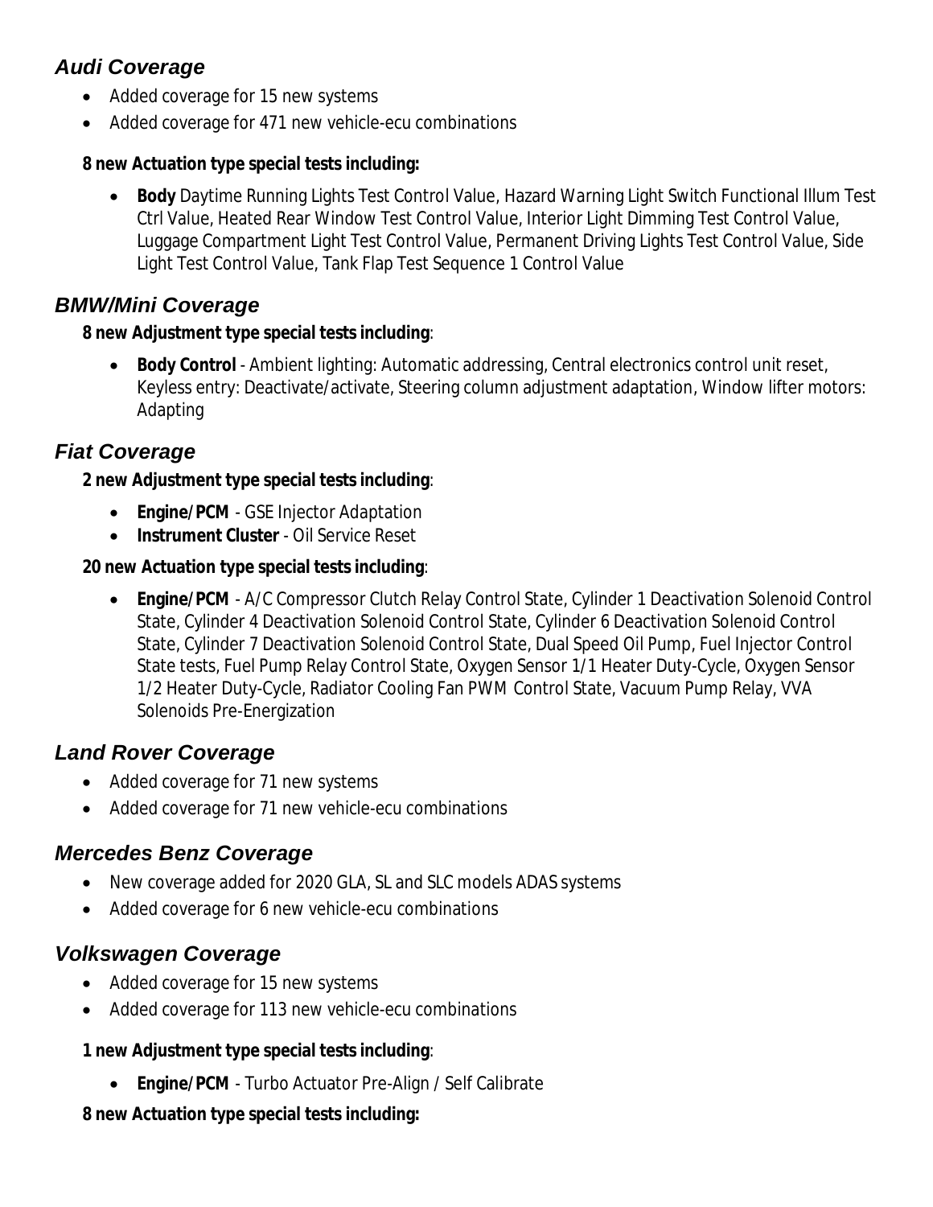## *Audi Coverage*

- Added coverage for 15 new systems
- Added coverage for 471 new vehicle-ecu combinations

**8 new Actuation type special tests including:**

- **Body** Daytime Running Lights Test Control Value, Hazard Warning Light Switch Functional Illum Test Ctrl Value, Heated Rear Window Test Control Value, Interior Light Dimming Test Control Value, Luggage Compartment Light Test Control Value, Permanent Driving Lights Test Control Value, Side Light Test Control Value, Tank Flap Test Sequence 1 Control Value

## *BMW/Mini Coverage*

**8 new Adjustment type special tests including**:

- **Body Control** - Ambient lighting: Automatic addressing, Central electronics control unit reset, Keyless entry: Deactivate/activate, Steering column adjustment adaptation, Window lifter motors: Adapting

## *Fiat Coverage*

**2 new Adjustment type special tests including**:

- **Engine/PCM** - GSE Injector Adaptation
- **Instrument Cluster** - Oil Service Reset

**20 new Actuation type special tests including**:

- **Engine/PCM** - A/C Compressor Clutch Relay Control State, Cylinder 1 Deactivation Solenoid Control State, Cylinder 4 Deactivation Solenoid Control State, Cylinder 6 Deactivation Solenoid Control State, Cylinder 7 Deactivation Solenoid Control State, Dual Speed Oil Pump, Fuel Injector Control State tests, Fuel Pump Relay Control State, Oxygen Sensor 1/1 Heater Duty-Cycle, Oxygen Sensor 1/2 Heater Duty-Cycle, Radiator Cooling Fan PWM Control State, Vacuum Pump Relay, VVA Solenoids Pre-Energization

## *Land Rover Coverage*

- Added coverage for 71 new systems
- Added coverage for 71 new vehicle-ecu combinations

## *Mercedes Benz Coverage*

- New coverage added for 2020 GLA, SL and SLC models ADAS systems
- Added coverage for 6 new vehicle-ecu combinations

## *Volkswagen Coverage*

- Added coverage for 15 new systems
- Added coverage for 113 new vehicle-ecu combinations

**1 new Adjustment type special tests including**:

- **Engine/PCM** - Turbo Actuator Pre-Align / Self Calibrate

**8 new Actuation type special tests including:**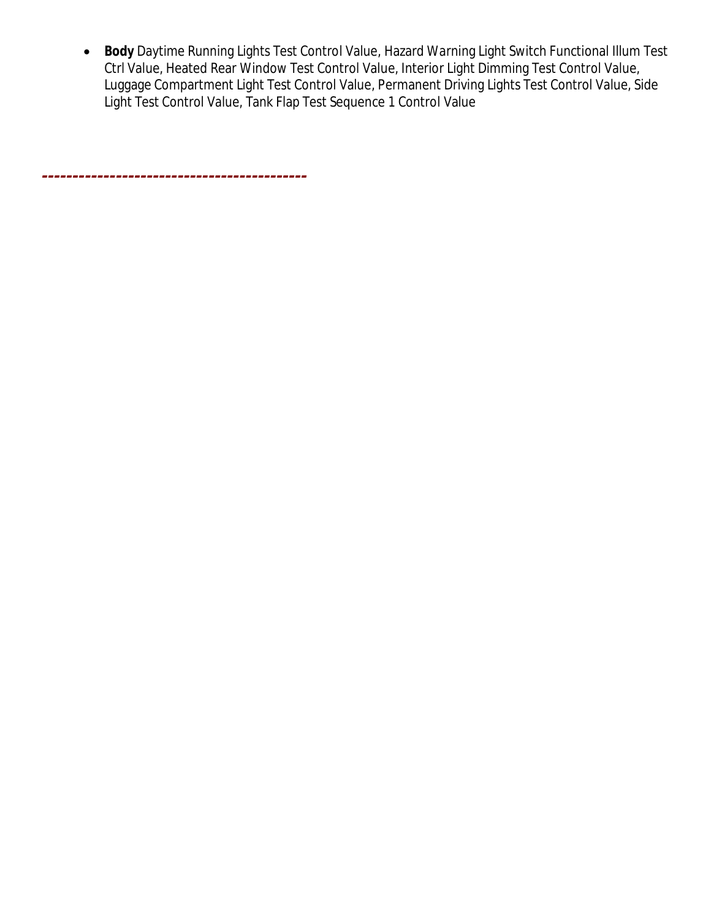- **Body** Daytime Running Lights Test Control Value, Hazard Warning Light Switch Functional Illum Test Ctrl Value, Heated Rear Window Test Control Value, Interior Light Dimming Test Control Value, Luggage Compartment Light Test Control Value, Permanent Driving Lights Test Control Value, Side Light Test Control Value, Tank Flap Test Sequence 1 Control Value

--------------------------------------------